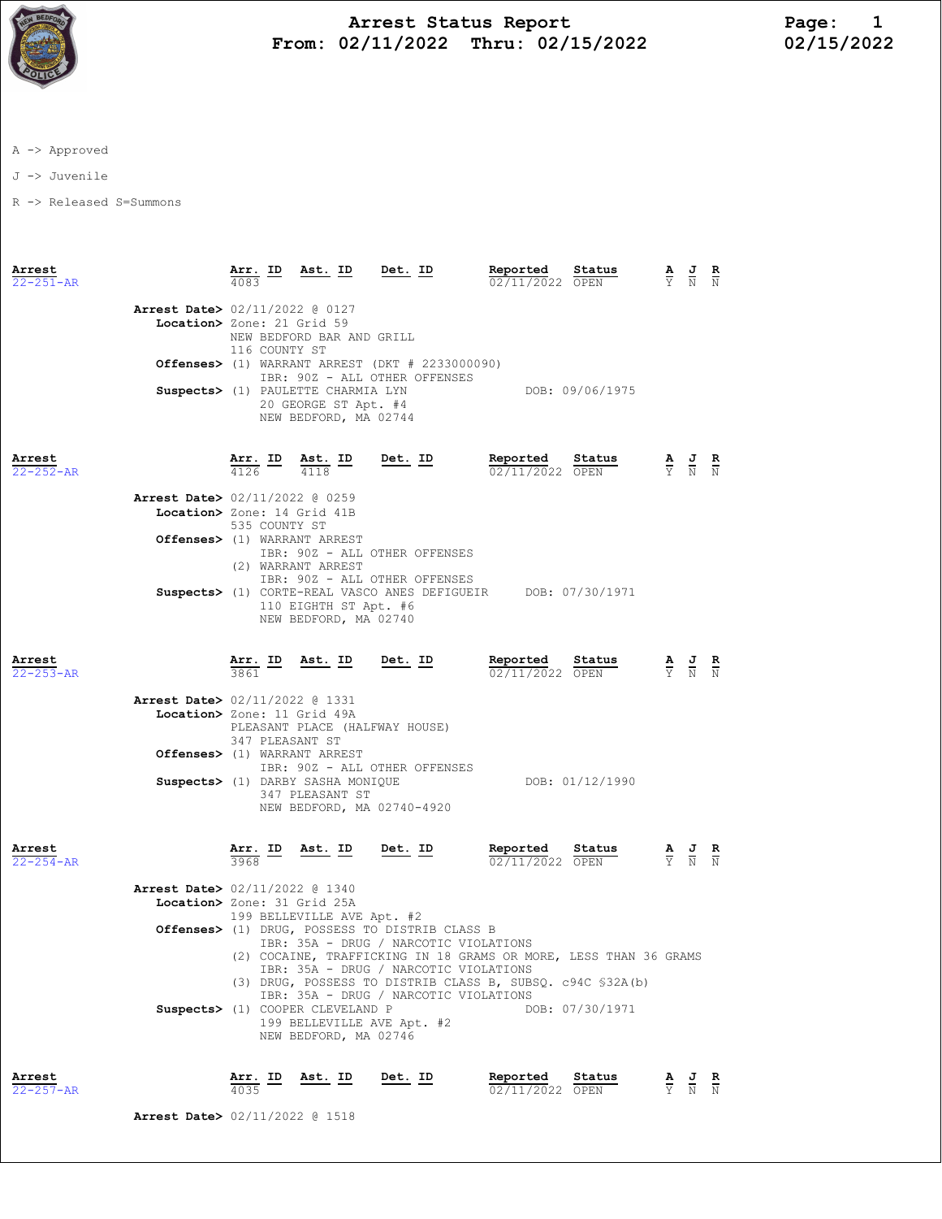# Arrest Status Report
## From: 02/11/2022 Thru: 02/15/2022

A -> Approved

J -> Juvenile

R -> Released S=Summons

| Arrest | Arr. ID | Ast. ID | Det. ID | Reported | Status | A | J | R |
|---|---|---|---|---|---|---|---|---|
| 22-251-AR | 4083 | | | 02/11/2022 | OPEN | Y | N | N |

**Arrest Date>** 02/11/2022 @ 0127
**Location>** Zone: 21 Grid 59
NEW BEDFORD BAR AND GRILL
116 COUNTY ST
**Offenses>** (1) WARRANT ARREST (DKT # 2233000090)
IBR: 90Z - ALL OTHER OFFENSES
**Suspects>** (1) PAULETTE CHARMIA LYN DOB: 09/06/1975
20 GEORGE ST Apt. #4
NEW BEDFORD, MA 02744

| Arrest | Arr. ID | Ast. ID | Det. ID | Reported | Status | A | J | R |
|---|---|---|---|---|---|---|---|---|
| 22-252-AR | 4126 | 4118 | | 02/11/2022 | OPEN | Y | N | N |

**Arrest Date>** 02/11/2022 @ 0259
**Location>** Zone: 14 Grid 41B
535 COUNTY ST
**Offenses>** (1) WARRANT ARREST
IBR: 90Z - ALL OTHER OFFENSES
(2) WARRANT ARREST
IBR: 90Z - ALL OTHER OFFENSES
**Suspects>** (1) CORTE-REAL VASCO ANES DEFIGUEIR DOB: 07/30/1971
110 EIGHTH ST Apt. #6
NEW BEDFORD, MA 02740

| Arrest | Arr. ID | Ast. ID | Det. ID | Reported | Status | A | J | R |
|---|---|---|---|---|---|---|---|---|
| 22-253-AR | 3861 | | | 02/11/2022 | OPEN | Y | N | N |

**Arrest Date>** 02/11/2022 @ 1331
**Location>** Zone: 11 Grid 49A
PLEASANT PLACE (HALFWAY HOUSE)
347 PLEASANT ST
**Offenses>** (1) WARRANT ARREST
IBR: 90Z - ALL OTHER OFFENSES
**Suspects>** (1) DARBY SASHA MONIQUE DOB: 01/12/1990
347 PLEASANT ST
NEW BEDFORD, MA 02740-4920

| Arrest | Arr. ID | Ast. ID | Det. ID | Reported | Status | A | J | R |
|---|---|---|---|---|---|---|---|---|
| 22-254-AR | 3968 | | | 02/11/2022 | OPEN | Y | N | N |

**Arrest Date>** 02/11/2022 @ 1340
**Location>** Zone: 31 Grid 25A
199 BELLEVILLE AVE Apt. #2
**Offenses>** (1) DRUG, POSSESS TO DISTRIB CLASS B
IBR: 35A - DRUG / NARCOTIC VIOLATIONS
(2) COCAINE, TRAFFICKING IN 18 GRAMS OR MORE, LESS THAN 36 GRAMS
IBR: 35A - DRUG / NARCOTIC VIOLATIONS
(3) DRUG, POSSESS TO DISTRIB CLASS B, SUBSQ. c94C §32A(b)
IBR: 35A - DRUG / NARCOTIC VIOLATIONS
**Suspects>** (1) COOPER CLEVELAND P DOB: 07/30/1971
199 BELLEVILLE AVE Apt. #2
NEW BEDFORD, MA 02746

| Arrest | Arr. ID | Ast. ID | Det. ID | Reported | Status | A | J | R |
|---|---|---|---|---|---|---|---|---|
| 22-257-AR | 4035 | | | 02/11/2022 | OPEN | Y | N | N |

**Arrest Date>** 02/11/2022 @ 1518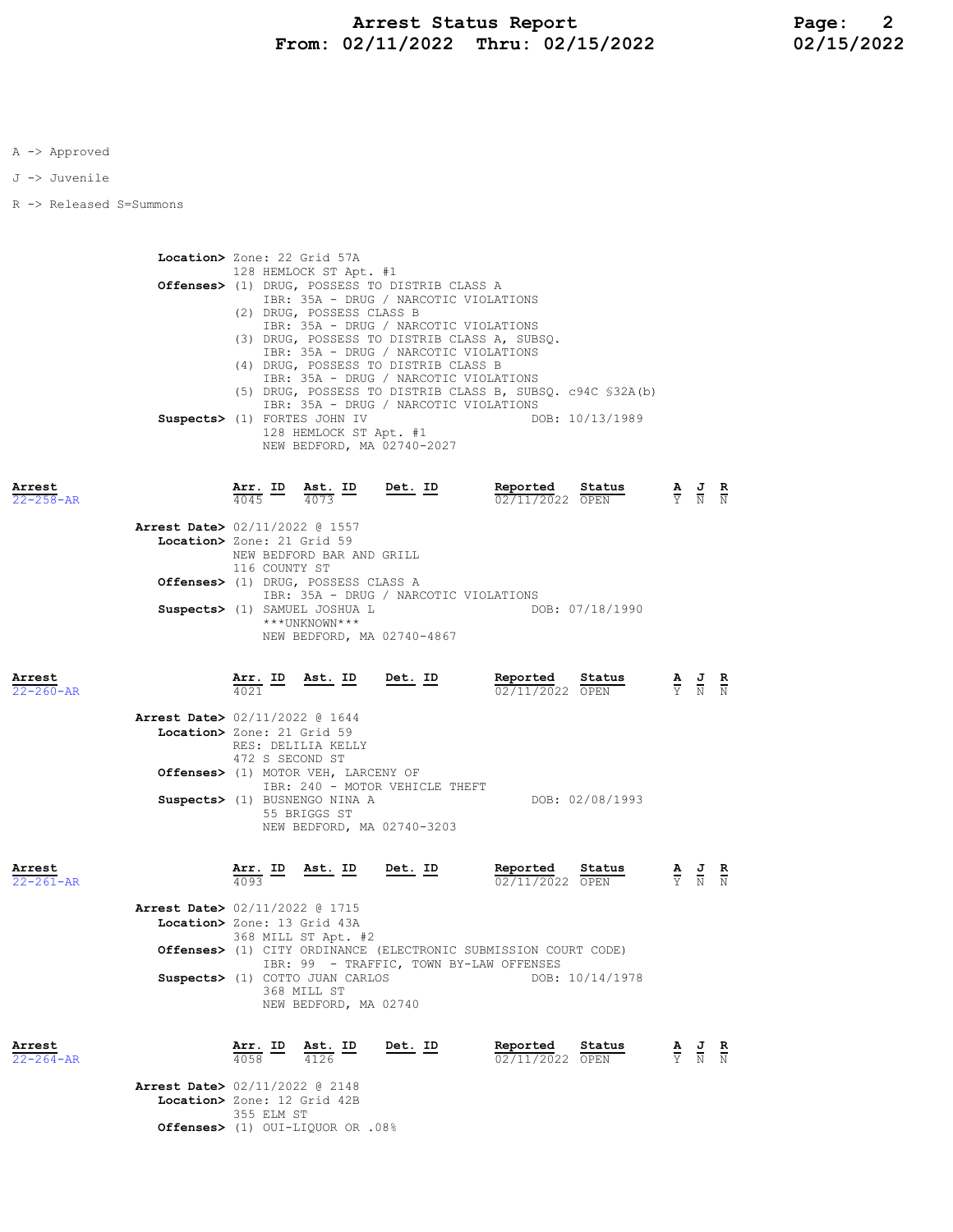A -> Approved

J -> Juvenile

R -> Released S=Summons

**Location>** Zone: 22 Grid 57A
128 HEMLOCK ST Apt. #1

**Offenses>** (1) DRUG, POSSESS TO DISTRIB CLASS A
IBR: 35A - DRUG / NARCOTIC VIOLATIONS
(2) DRUG, POSSESS CLASS B
IBR: 35A - DRUG / NARCOTIC VIOLATIONS
(3) DRUG, POSSESS TO DISTRIB CLASS A, SUBSQ.
IBR: 35A - DRUG / NARCOTIC VIOLATIONS
(4) DRUG, POSSESS TO DISTRIB CLASS B
IBR: 35A - DRUG / NARCOTIC VIOLATIONS
(5) DRUG, POSSESS TO DISTRIB CLASS B, SUBSQ. c94C §32A(b)
IBR: 35A - DRUG / NARCOTIC VIOLATIONS

**Suspects>** (1) FORTES JOHN IV DOB: 10/13/1989
128 HEMLOCK ST Apt. #1
NEW BEDFORD, MA 02740-2027

| Arrest | Arr. ID | Ast. ID | Det. ID | Reported | Status | A | J | R |
|---|---|---|---|---|---|---|---|---|
| 22-258-AR | 4045 | 4073 | | 02/11/2022 | OPEN | Y | N | N |

**Arrest Date>** 02/11/2022 @ 1557

**Location>** Zone: 21 Grid 59
NEW BEDFORD BAR AND GRILL
116 COUNTY ST

**Offenses>** (1) DRUG, POSSESS CLASS A
IBR: 35A - DRUG / NARCOTIC VIOLATIONS

**Suspects>** (1) SAMUEL JOSHUA L DOB: 07/18/1990
***UNKNOWN***
NEW BEDFORD, MA 02740-4867

| Arrest | Arr. ID | Ast. ID | Det. ID | Reported | Status | A | J | R |
|---|---|---|---|---|---|---|---|---|
| 22-260-AR | 4021 | | | 02/11/2022 | OPEN | Y | N | N |

**Arrest Date>** 02/11/2022 @ 1644

**Location>** Zone: 21 Grid 59
RES: DELILIA KELLY
472 S SECOND ST

**Offenses>** (1) MOTOR VEH, LARCENY OF
IBR: 240 - MOTOR VEHICLE THEFT

**Suspects>** (1) BUSNENGO NINA A DOB: 02/08/1993
55 BRIGGS ST
NEW BEDFORD, MA 02740-3203

| Arrest | Arr. ID | Ast. ID | Det. ID | Reported | Status | A | J | R |
|---|---|---|---|---|---|---|---|---|
| 22-261-AR | 4093 | | | 02/11/2022 | OPEN | Y | N | N |

**Arrest Date>** 02/11/2022 @ 1715

**Location>** Zone: 13 Grid 43A
368 MILL ST Apt. #2

**Offenses>** (1) CITY ORDINANCE (ELECTRONIC SUBMISSION COURT CODE)
IBR: 99 - TRAFFIC, TOWN BY-LAW OFFENSES

**Suspects>** (1) COTTO JUAN CARLOS DOB: 10/14/1978
368 MILL ST
NEW BEDFORD, MA 02740

| Arrest | Arr. ID | Ast. ID | Det. ID | Reported | Status | A | J | R |
|---|---|---|---|---|---|---|---|---|
| 22-264-AR | 4058 | 4126 | | 02/11/2022 | OPEN | Y | N | N |

**Arrest Date>** 02/11/2022 @ 2148

**Location>** Zone: 12 Grid 42B
355 ELM ST

**Offenses>** (1) OUI-LIQUOR OR .08%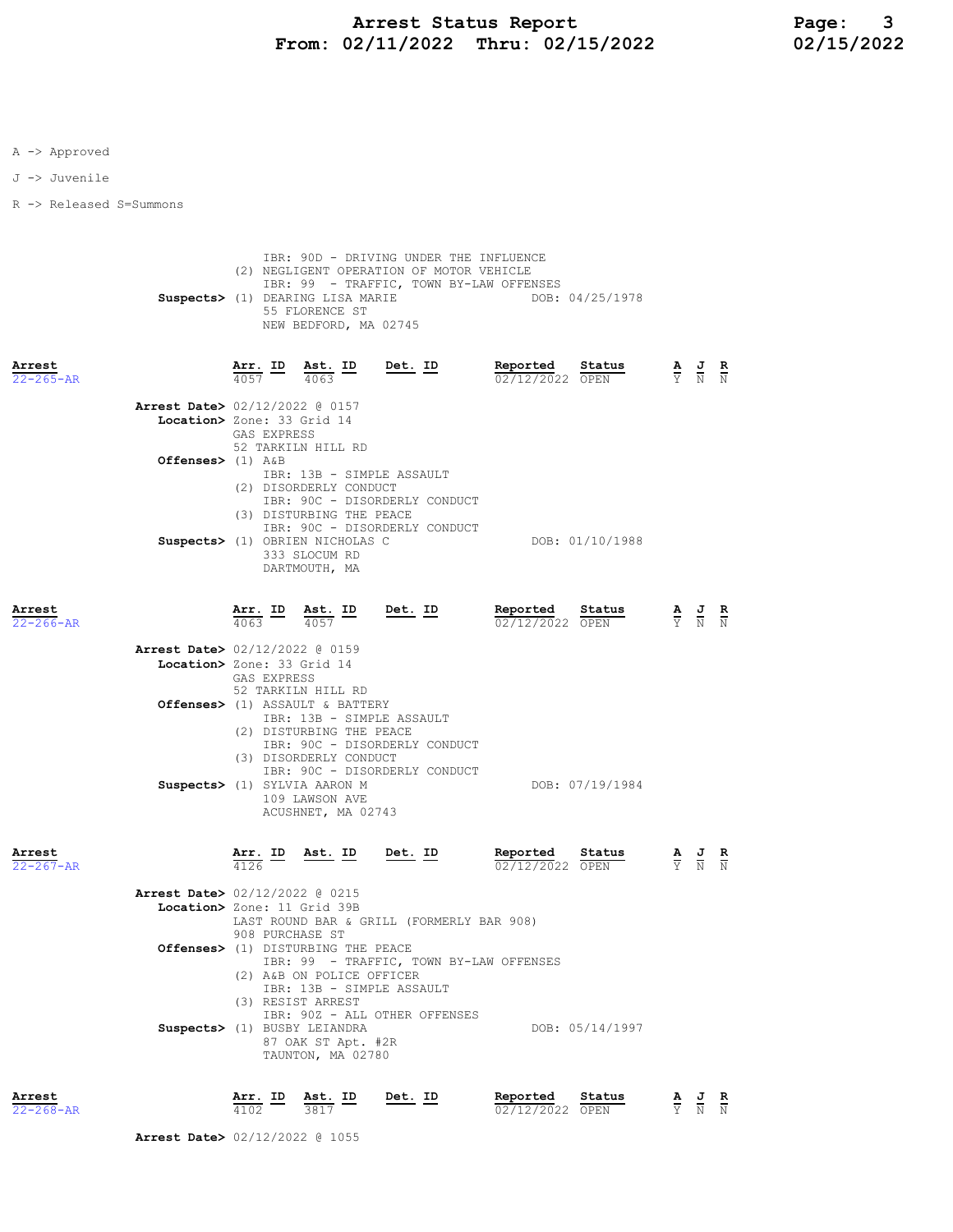A -> Approved

J -> Juvenile

R -> Released S=Summons

IBR: 90D - DRIVING UNDER THE INFLUENCE
(2) NEGLIGENT OPERATION OF MOTOR VEHICLE
IBR: 99 - TRAFFIC, TOWN BY-LAW OFFENSES

**Suspects>** (1) DEARING LISA MARIE DOB: 04/25/1978
55 FLORENCE ST
NEW BEDFORD, MA 02745

| Arrest | Arr. ID | Ast. ID | Det. ID | Reported | Status | A | J | R |
|---|---|---|---|---|---|---|---|---|
| 22-265-AR | 4057 | 4063 | | 02/12/2022 | OPEN | Y | N | N |

**Arrest Date>** 02/12/2022 @ 0157
**Location>** Zone: 33 Grid 14
GAS EXPRESS
52 TARKILN HILL RD
**Offenses>** (1) A&B
IBR: 13B - SIMPLE ASSAULT
(2) DISORDERLY CONDUCT
IBR: 90C - DISORDERLY CONDUCT
(3) DISTURBING THE PEACE
IBR: 90C - DISORDERLY CONDUCT
**Suspects>** (1) OBRIEN NICHOLAS C DOB: 01/10/1988
333 SLOCUM RD
DARTMOUTH, MA

| Arrest | Arr. ID | Ast. ID | Det. ID | Reported | Status | A | J | R |
|---|---|---|---|---|---|---|---|---|
| 22-266-AR | 4063 | 4057 | | 02/12/2022 | OPEN | Y | N | N |

**Arrest Date>** 02/12/2022 @ 0159
**Location>** Zone: 33 Grid 14
GAS EXPRESS
52 TARKILN HILL RD
**Offenses>** (1) ASSAULT & BATTERY
IBR: 13B - SIMPLE ASSAULT
(2) DISTURBING THE PEACE
IBR: 90C - DISORDERLY CONDUCT
(3) DISORDERLY CONDUCT
IBR: 90C - DISORDERLY CONDUCT
**Suspects>** (1) SYLVIA AARON M DOB: 07/19/1984
109 LAWSON AVE
ACUSHNET, MA 02743

| Arrest | Arr. ID | Ast. ID | Det. ID | Reported | Status | A | J | R |
|---|---|---|---|---|---|---|---|---|
| 22-267-AR | 4126 | | | 02/12/2022 | OPEN | Y | N | N |

**Arrest Date>** 02/12/2022 @ 0215
**Location>** Zone: 11 Grid 39B
LAST ROUND BAR & GRILL (FORMERLY BAR 908)
908 PURCHASE ST
**Offenses>** (1) DISTURBING THE PEACE
IBR: 99 - TRAFFIC, TOWN BY-LAW OFFENSES
(2) A&B ON POLICE OFFICER
IBR: 13B - SIMPLE ASSAULT
(3) RESIST ARREST
IBR: 90Z - ALL OTHER OFFENSES
**Suspects>** (1) BUSBY LEIANDRA DOB: 05/14/1997
87 OAK ST Apt. #2R
TAUNTON, MA 02780

| Arrest | Arr. ID | Ast. ID | Det. ID | Reported | Status | A | J | R |
|---|---|---|---|---|---|---|---|---|
| 22-268-AR | 4102 | 3817 | | 02/12/2022 | OPEN | Y | N | N |

**Arrest Date>** 02/12/2022 @ 1055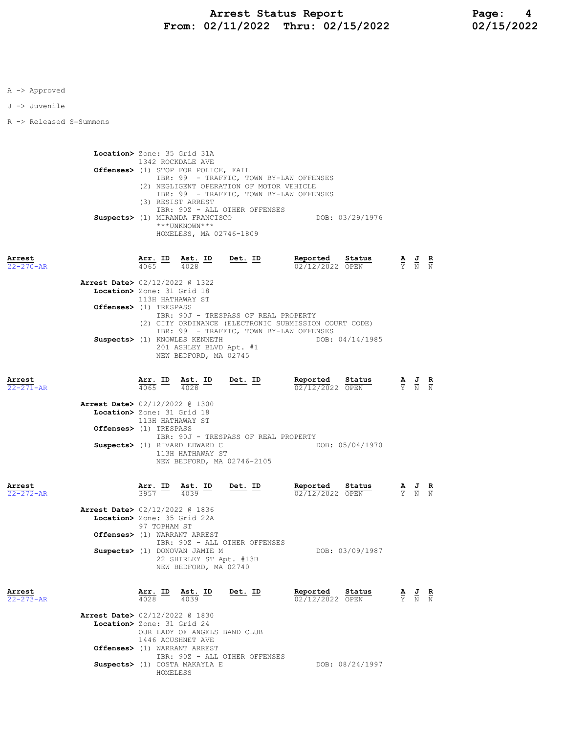A -> Approved

J -> Juvenile

R -> Released S=Summons

**Location>** Zone: 35 Grid 31A
1342 ROCKDALE AVE
**Offenses>** (1) STOP FOR POLICE, FAIL
IBR: 99 - TRAFFIC, TOWN BY-LAW OFFENSES
(2) NEGLIGENT OPERATION OF MOTOR VEHICLE
IBR: 99 - TRAFFIC, TOWN BY-LAW OFFENSES
(3) RESIST ARREST
IBR: 90Z - ALL OTHER OFFENSES
**Suspects>** (1) MIRANDA FRANCISCO DOB: 03/29/1976
***UNKNOWN***
HOMELESS, MA 02746-1809

| Arrest | Arr. ID | Ast. ID | Det. ID | Reported | Status | A | J | R |
|---|---|---|---|---|---|---|---|---|
| 22-270-AR | 4065 | 4028 | | 02/12/2022 | OPEN | Y | N | N |

**Arrest Date>** 02/12/2022 @ 1322
**Location>** Zone: 31 Grid 18
113H HATHAWAY ST
**Offenses>** (1) TRESPASS
IBR: 90J - TRESPASS OF REAL PROPERTY
(2) CITY ORDINANCE (ELECTRONIC SUBMISSION COURT CODE)
IBR: 99 - TRAFFIC, TOWN BY-LAW OFFENSES
**Suspects>** (1) KNOWLES KENNETH DOB: 04/14/1985
201 ASHLEY BLVD Apt. #1
NEW BEDFORD, MA 02745

| Arrest | Arr. ID | Ast. ID | Det. ID | Reported | Status | A | J | R |
|---|---|---|---|---|---|---|---|---|
| 22-271-AR | 4065 | 4028 | | 02/12/2022 | OPEN | Y | N | N |

**Arrest Date>** 02/12/2022 @ 1300
**Location>** Zone: 31 Grid 18
113H HATHAWAY ST
**Offenses>** (1) TRESPASS
IBR: 90J - TRESPASS OF REAL PROPERTY
**Suspects>** (1) RIVARD EDWARD C DOB: 05/04/1970
113H HATHAWAY ST
NEW BEDFORD, MA 02746-2105

| Arrest | Arr. ID | Ast. ID | Det. ID | Reported | Status | A | J | R |
|---|---|---|---|---|---|---|---|---|
| 22-272-AR | 3957 | 4039 | | 02/12/2022 | OPEN | Y | N | N |

**Arrest Date>** 02/12/2022 @ 1836
**Location>** Zone: 35 Grid 22A
97 TOPHAM ST
**Offenses>** (1) WARRANT ARREST
IBR: 90Z - ALL OTHER OFFENSES
**Suspects>** (1) DONOVAN JAMIE M DOB: 03/09/1987
22 SHIRLEY ST Apt. #13B
NEW BEDFORD, MA 02740

| Arrest | Arr. ID | Ast. ID | Det. ID | Reported | Status | A | J | R |
|---|---|---|---|---|---|---|---|---|
| 22-273-AR | 4028 | 4039 | | 02/12/2022 | OPEN | Y | N | N |

**Arrest Date>** 02/12/2022 @ 1830
**Location>** Zone: 31 Grid 24
OUR LADY OF ANGELS BAND CLUB
1446 ACUSHNET AVE
**Offenses>** (1) WARRANT ARREST
IBR: 90Z - ALL OTHER OFFENSES
**Suspects>** (1) COSTA MAKAYLA E DOB: 08/24/1997
HOMELESS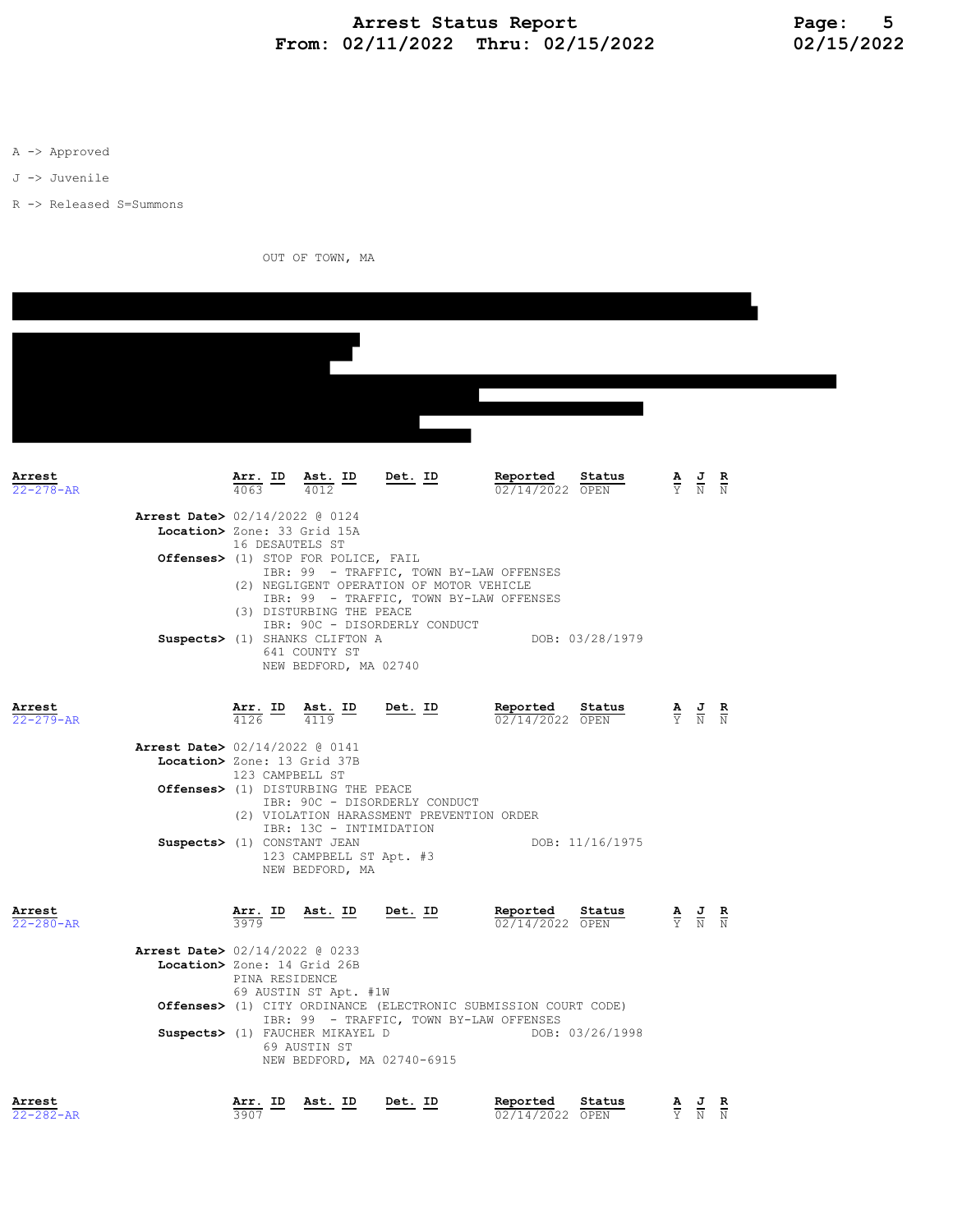A -> Approved

J -> Juvenile

R -> Released S=Summons

OUT OF TOWN, MA

| Arrest | Arr. ID | Ast. ID | Det. ID | Reported | Status | A | J | R |
|---|---|---|---|---|---|---|---|---|
| 22-278-AR | 4063 | 4012 | | 02/14/2022 | OPEN | Y | N | N |

**Arrest Date>** 02/14/2022 @ 0124
**Location>** Zone: 33 Grid 15A
16 DESAUTELS ST
**Offenses>** (1) STOP FOR POLICE, FAIL
IBR: 99 - TRAFFIC, TOWN BY-LAW OFFENSES
(2) NEGLIGENT OPERATION OF MOTOR VEHICLE
IBR: 99 - TRAFFIC, TOWN BY-LAW OFFENSES
(3) DISTURBING THE PEACE
IBR: 90C - DISORDERLY CONDUCT
**Suspects>** (1) SHANKS CLIFTON A DOB: 03/28/1979
641 COUNTY ST
NEW BEDFORD, MA 02740

| Arrest | Arr. ID | Ast. ID | Det. ID | Reported | Status | A | J | R |
|---|---|---|---|---|---|---|---|---|
| 22-279-AR | 4126 | 4119 | | 02/14/2022 | OPEN | Y | N | N |

**Arrest Date>** 02/14/2022 @ 0141
**Location>** Zone: 13 Grid 37B
123 CAMPBELL ST
**Offenses>** (1) DISTURBING THE PEACE
IBR: 90C - DISORDERLY CONDUCT
(2) VIOLATION HARASSMENT PREVENTION ORDER
IBR: 13C - INTIMIDATION
**Suspects>** (1) CONSTANT JEAN DOB: 11/16/1975
123 CAMPBELL ST Apt. #3
NEW BEDFORD, MA

| Arrest | Arr. ID | Ast. ID | Det. ID | Reported | Status | A | J | R |
|---|---|---|---|---|---|---|---|---|
| 22-280-AR | 3979 | | | 02/14/2022 | OPEN | Y | N | N |

**Arrest Date>** 02/14/2022 @ 0233
**Location>** Zone: 14 Grid 26B
PINA RESIDENCE
69 AUSTIN ST Apt. #1W
**Offenses>** (1) CITY ORDINANCE (ELECTRONIC SUBMISSION COURT CODE)
IBR: 99 - TRAFFIC, TOWN BY-LAW OFFENSES
**Suspects>** (1) FAUCHER MIKAYEL D DOB: 03/26/1998
69 AUSTIN ST
NEW BEDFORD, MA 02740-6915

| Arrest | Arr. ID | Ast. ID | Det. ID | Reported | Status | A | J | R |
|---|---|---|---|---|---|---|---|---|
| 22-282-AR | 3907 | | | 02/14/2022 | OPEN | Y | N | N |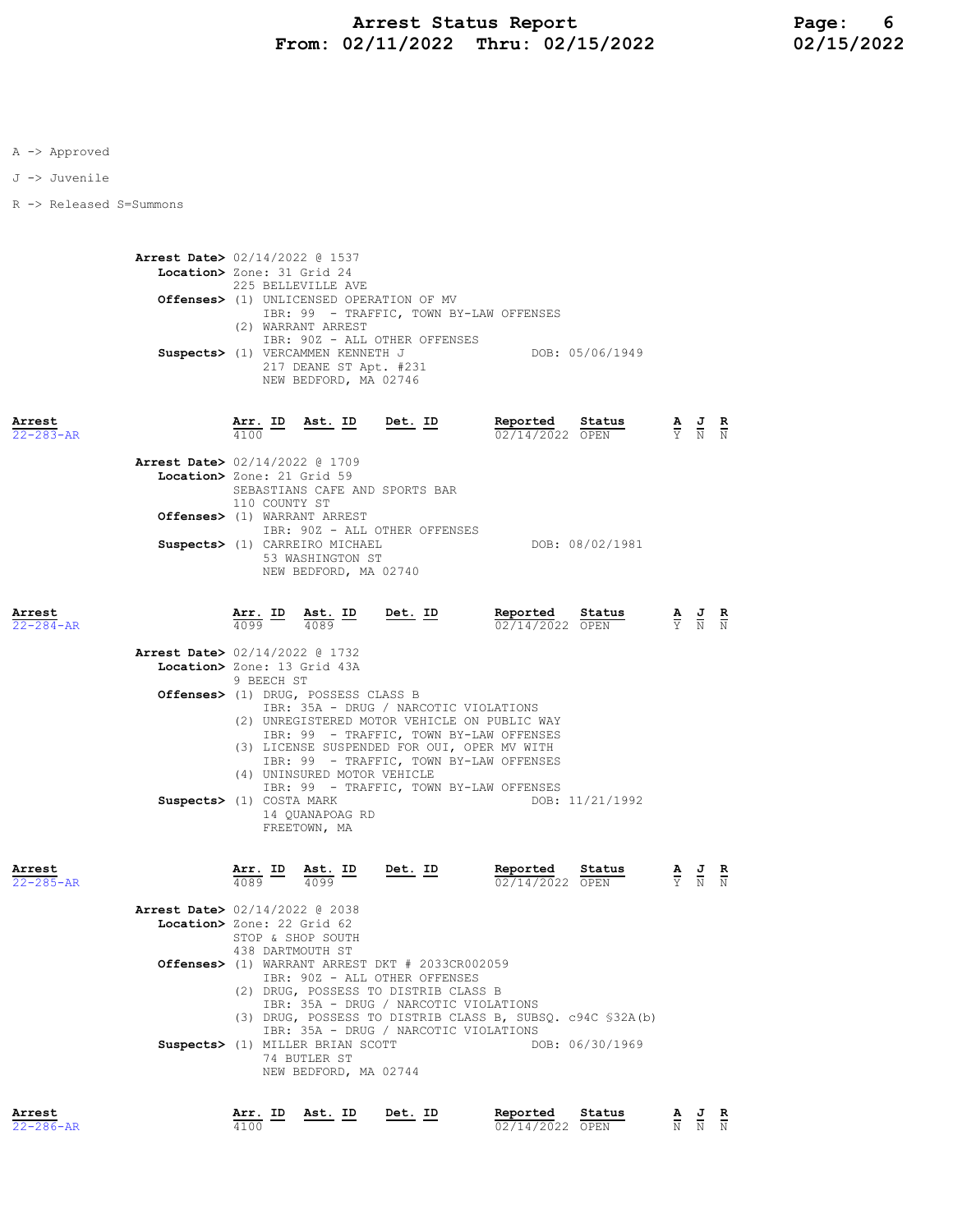A -> Approved

J -> Juvenile

R -> Released S=Summons

**Arrest Date>** 02/14/2022 @ 1537
**Location>** Zone: 31 Grid 24
225 BELLEVILLE AVE
**Offenses>** (1) UNLICENSED OPERATION OF MV
IBR: 99 - TRAFFIC, TOWN BY-LAW OFFENSES
(2) WARRANT ARREST
IBR: 90Z - ALL OTHER OFFENSES
**Suspects>** (1) VERCAMMEN KENNETH J DOB: 05/06/1949
217 DEANE ST Apt. #231
NEW BEDFORD, MA 02746

| Arrest | Arr. ID | Ast. ID | Det. ID | Reported | Status | A | J | R |
|---|---|---|---|---|---|---|---|---|
| 22-283-AR | 4100 | | | 02/14/2022 | OPEN | Y | N | N |

**Arrest Date>** 02/14/2022 @ 1709
**Location>** Zone: 21 Grid 59
SEBASTIANS CAFE AND SPORTS BAR
110 COUNTY ST
**Offenses>** (1) WARRANT ARREST
IBR: 90Z - ALL OTHER OFFENSES
**Suspects>** (1) CARREIRO MICHAEL DOB: 08/02/1981
53 WASHINGTON ST
NEW BEDFORD, MA 02740

| Arrest | Arr. ID | Ast. ID | Det. ID | Reported | Status | A | J | R |
|---|---|---|---|---|---|---|---|---|
| 22-284-AR | 4099 | 4089 | | 02/14/2022 | OPEN | Y | N | N |

**Arrest Date>** 02/14/2022 @ 1732
**Location>** Zone: 13 Grid 43A
9 BEECH ST
**Offenses>** (1) DRUG, POSSESS CLASS B
IBR: 35A - DRUG / NARCOTIC VIOLATIONS
(2) UNREGISTERED MOTOR VEHICLE ON PUBLIC WAY
IBR: 99 - TRAFFIC, TOWN BY-LAW OFFENSES
(3) LICENSE SUSPENDED FOR OUI, OPER MV WITH
IBR: 99 - TRAFFIC, TOWN BY-LAW OFFENSES
(4) UNINSURED MOTOR VEHICLE
IBR: 99 - TRAFFIC, TOWN BY-LAW OFFENSES
**Suspects>** (1) COSTA MARK DOB: 11/21/1992
14 QUANAPOAG RD
FREETOWN, MA

| Arrest | Arr. ID | Ast. ID | Det. ID | Reported | Status | A | J | R |
|---|---|---|---|---|---|---|---|---|
| 22-285-AR | 4089 | 4099 | | 02/14/2022 | OPEN | Y | N | N |

**Arrest Date>** 02/14/2022 @ 2038
**Location>** Zone: 22 Grid 62
STOP & SHOP SOUTH
438 DARTMOUTH ST
**Offenses>** (1) WARRANT ARREST DKT # 2033CR002059
IBR: 90Z - ALL OTHER OFFENSES
(2) DRUG, POSSESS TO DISTRIB CLASS B
IBR: 35A - DRUG / NARCOTIC VIOLATIONS
(3) DRUG, POSSESS TO DISTRIB CLASS B, SUBSQ. c94C §32A(b)
IBR: 35A - DRUG / NARCOTIC VIOLATIONS
**Suspects>** (1) MILLER BRIAN SCOTT DOB: 06/30/1969
74 BUTLER ST
NEW BEDFORD, MA 02744

| Arrest | Arr. ID | Ast. ID | Det. ID | Reported | Status | A | J | R |
|---|---|---|---|---|---|---|---|---|
| 22-286-AR | 4100 | | | 02/14/2022 | OPEN | N | N | N |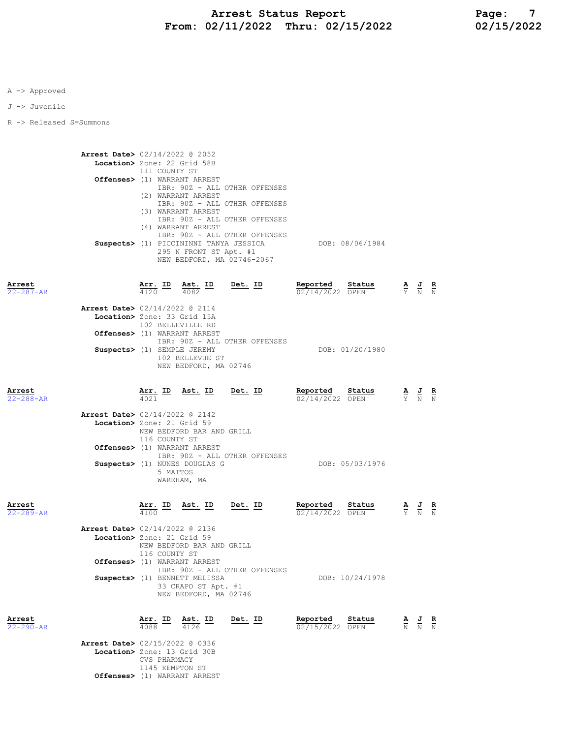A -> Approved

J -> Juvenile

R -> Released S=Summons

**Arrest Date>** 02/14/2022 @ 2052
**Location>** Zone: 22 Grid 58B
111 COUNTY ST
**Offenses>** (1) WARRANT ARREST
IBR: 90Z - ALL OTHER OFFENSES
(2) WARRANT ARREST
IBR: 90Z - ALL OTHER OFFENSES
(3) WARRANT ARREST
IBR: 90Z - ALL OTHER OFFENSES
(4) WARRANT ARREST
IBR: 90Z - ALL OTHER OFFENSES
**Suspects>** (1) PICCININNI TANYA JESSICA DOB: 08/06/1984
295 N FRONT ST Apt. #1
NEW BEDFORD, MA 02746-2067

| Arrest | Arr. ID | Ast. ID | Det. ID | Reported | Status | A | J | R |
|---|---|---|---|---|---|---|---|---|
| 22-287-AR | 4120 | 4082 | | 02/14/2022 | OPEN | Y | N | N |

**Arrest Date>** 02/14/2022 @ 2114
**Location>** Zone: 33 Grid 15A
102 BELLEVILLE RD
**Offenses>** (1) WARRANT ARREST
IBR: 90Z - ALL OTHER OFFENSES
**Suspects>** (1) SEMPLE JEREMY DOB: 01/20/1980
102 BELLEVUE ST
NEW BEDFORD, MA 02746

| Arrest | Arr. ID | Ast. ID | Det. ID | Reported | Status | A | J | R |
|---|---|---|---|---|---|---|---|---|
| 22-288-AR | 4021 | | | 02/14/2022 | OPEN | Y | N | N |

**Arrest Date>** 02/14/2022 @ 2142
**Location>** Zone: 21 Grid 59
NEW BEDFORD BAR AND GRILL
116 COUNTY ST
**Offenses>** (1) WARRANT ARREST
IBR: 90Z - ALL OTHER OFFENSES
**Suspects>** (1) NUNES DOUGLAS G DOB: 05/03/1976
5 MATTOS
WAREHAM, MA

| Arrest | Arr. ID | Ast. ID | Det. ID | Reported | Status | A | J | R |
|---|---|---|---|---|---|---|---|---|
| 22-289-AR | 4100 | | | 02/14/2022 | OPEN | Y | N | N |

**Arrest Date>** 02/14/2022 @ 2136
**Location>** Zone: 21 Grid 59
NEW BEDFORD BAR AND GRILL
116 COUNTY ST
**Offenses>** (1) WARRANT ARREST
IBR: 90Z - ALL OTHER OFFENSES
**Suspects>** (1) BENNETT MELISSA DOB: 10/24/1978
33 CRAPO ST Apt. #1
NEW BEDFORD, MA 02746

| Arrest | Arr. ID | Ast. ID | Det. ID | Reported | Status | A | J | R |
|---|---|---|---|---|---|---|---|---|
| 22-290-AR | 4088 | 4126 | | 02/15/2022 | OPEN | N | N | N |

**Arrest Date>** 02/15/2022 @ 0336
**Location>** Zone: 13 Grid 30B
CVS PHARMACY
1145 KEMPTON ST
**Offenses>** (1) WARRANT ARREST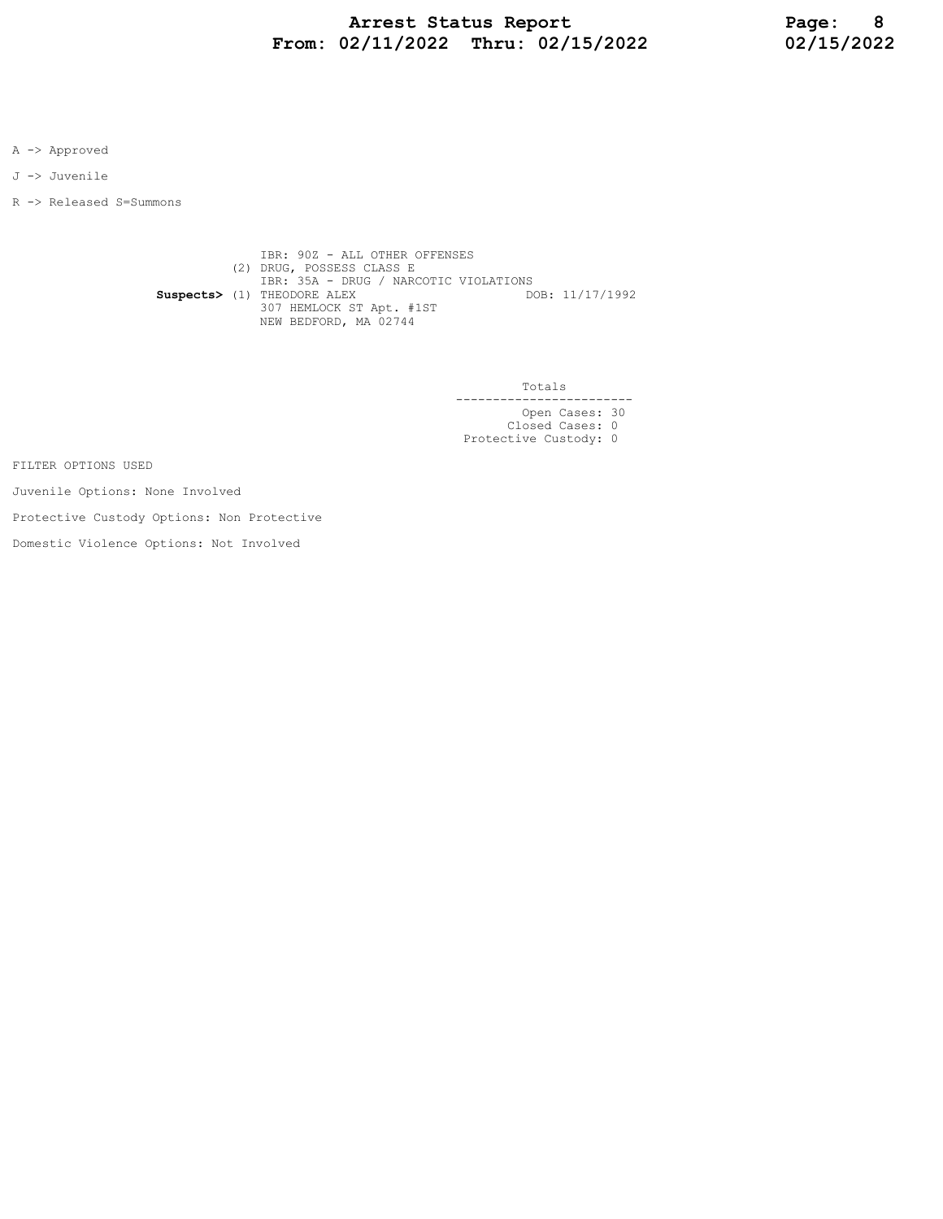A -> Approved

J -> Juvenile

R -> Released S=Summons

```
                          IBR: 90Z - ALL OTHER OFFENSES
                      (2) DRUG, POSSESS CLASS E
                          IBR: 35A - DRUG / NARCOTIC VIOLATIONS
           Suspects>  (1) THEODORE ALEX                     DOB: 11/17/1992
                          307 HEMLOCK ST Apt. #1ST
                          NEW BEDFORD, MA 02744
```

```
                    Totals
          ------------------------
                 Open Cases: 30
               Closed Cases: 0
         Protective Custody: 0
```

FILTER OPTIONS USED

Juvenile Options: None Involved

Protective Custody Options: Non Protective

Domestic Violence Options: Not Involved